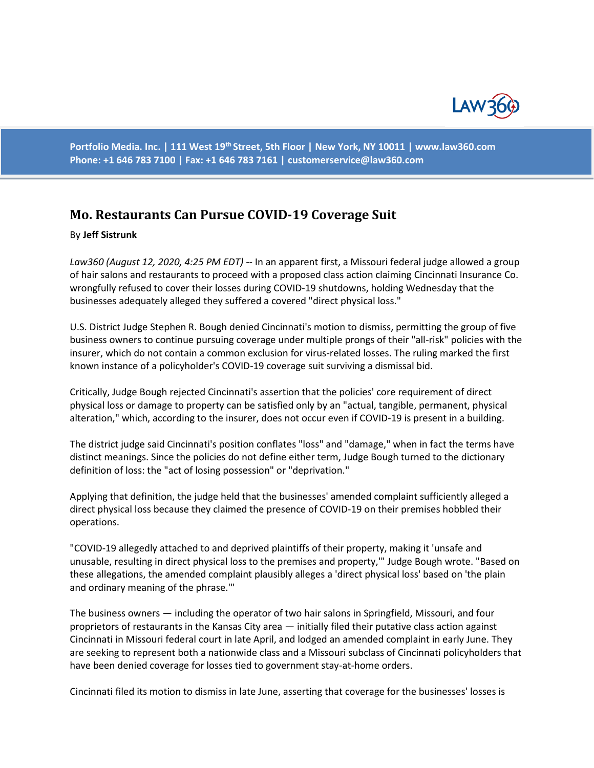Portfolio Media. Inc. | 111 West 19th Street, 5th Floor | New York, NY 10011 | www.law360.com
Phone: +1 646 783 7100 | Fax: +1 646 783 7161 | customerservice@law360.com

# Mo. Restaurants Can Pursue COVID-19 Coverage Suit

By **Jeff Sistrunk**

*Law360 (August 12, 2020, 4:25 PM EDT)* -- In an apparent first, a Missouri federal judge allowed a group of hair salons and restaurants to proceed with a proposed class action claiming Cincinnati Insurance Co. wrongfully refused to cover their losses during COVID-19 shutdowns, holding Wednesday that the businesses adequately alleged they suffered a covered "direct physical loss."

U.S. District Judge Stephen R. Bough denied Cincinnati's motion to dismiss, permitting the group of five business owners to continue pursuing coverage under multiple prongs of their "all-risk" policies with the insurer, which do not contain a common exclusion for virus-related losses. The ruling marked the first known instance of a policyholder's COVID-19 coverage suit surviving a dismissal bid.

Critically, Judge Bough rejected Cincinnati's assertion that the policies' core requirement of direct physical loss or damage to property can be satisfied only by an "actual, tangible, permanent, physical alteration," which, according to the insurer, does not occur even if COVID-19 is present in a building.

The district judge said Cincinnati's position conflates "loss" and "damage," when in fact the terms have distinct meanings. Since the policies do not define either term, Judge Bough turned to the dictionary definition of loss: the "act of losing possession" or "deprivation."

Applying that definition, the judge held that the businesses' amended complaint sufficiently alleged a direct physical loss because they claimed the presence of COVID-19 on their premises hobbled their operations.

"COVID-19 allegedly attached to and deprived plaintiffs of their property, making it 'unsafe and unusable, resulting in direct physical loss to the premises and property,'" Judge Bough wrote. "Based on these allegations, the amended complaint plausibly alleges a 'direct physical loss' based on 'the plain and ordinary meaning of the phrase.'"

The business owners — including the operator of two hair salons in Springfield, Missouri, and four proprietors of restaurants in the Kansas City area — initially filed their putative class action against Cincinnati in Missouri federal court in late April, and lodged an amended complaint in early June. They are seeking to represent both a nationwide class and a Missouri subclass of Cincinnati policyholders that have been denied coverage for losses tied to government stay-at-home orders.

Cincinnati filed its motion to dismiss in late June, asserting that coverage for the businesses' losses is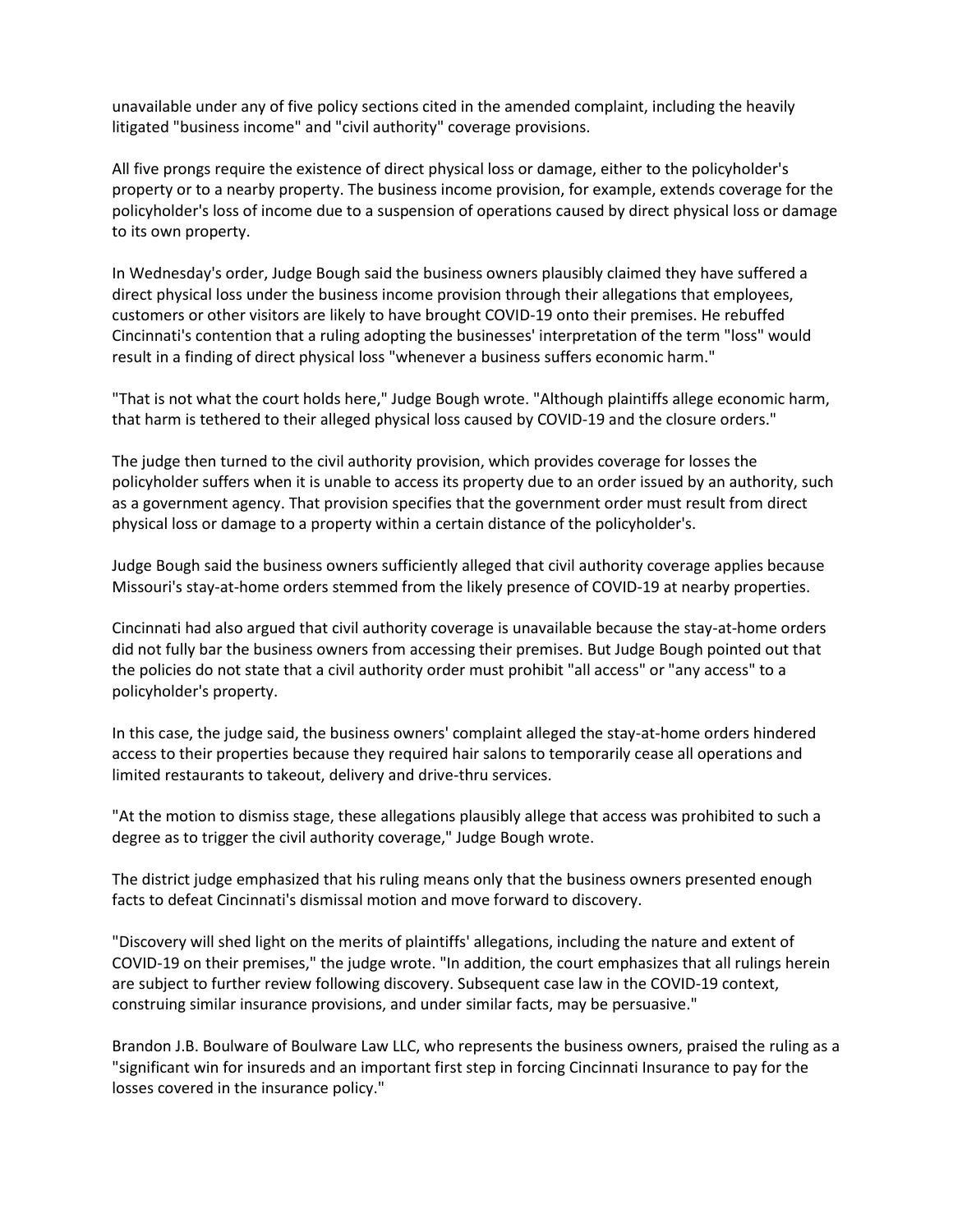unavailable under any of five policy sections cited in the amended complaint, including the heavily litigated "business income" and "civil authority" coverage provisions.

All five prongs require the existence of direct physical loss or damage, either to the policyholder's property or to a nearby property. The business income provision, for example, extends coverage for the policyholder's loss of income due to a suspension of operations caused by direct physical loss or damage to its own property.

In Wednesday's order, Judge Bough said the business owners plausibly claimed they have suffered a direct physical loss under the business income provision through their allegations that employees, customers or other visitors are likely to have brought COVID-19 onto their premises. He rebuffed Cincinnati's contention that a ruling adopting the businesses' interpretation of the term "loss" would result in a finding of direct physical loss "whenever a business suffers economic harm."

"That is not what the court holds here," Judge Bough wrote. "Although plaintiffs allege economic harm, that harm is tethered to their alleged physical loss caused by COVID-19 and the closure orders."

The judge then turned to the civil authority provision, which provides coverage for losses the policyholder suffers when it is unable to access its property due to an order issued by an authority, such as a government agency. That provision specifies that the government order must result from direct physical loss or damage to a property within a certain distance of the policyholder's.

Judge Bough said the business owners sufficiently alleged that civil authority coverage applies because Missouri's stay-at-home orders stemmed from the likely presence of COVID-19 at nearby properties.

Cincinnati had also argued that civil authority coverage is unavailable because the stay-at-home orders did not fully bar the business owners from accessing their premises. But Judge Bough pointed out that the policies do not state that a civil authority order must prohibit "all access" or "any access" to a policyholder's property.

In this case, the judge said, the business owners' complaint alleged the stay-at-home orders hindered access to their properties because they required hair salons to temporarily cease all operations and limited restaurants to takeout, delivery and drive-thru services.

"At the motion to dismiss stage, these allegations plausibly allege that access was prohibited to such a degree as to trigger the civil authority coverage," Judge Bough wrote.

The district judge emphasized that his ruling means only that the business owners presented enough facts to defeat Cincinnati's dismissal motion and move forward to discovery.

"Discovery will shed light on the merits of plaintiffs' allegations, including the nature and extent of COVID-19 on their premises," the judge wrote. "In addition, the court emphasizes that all rulings herein are subject to further review following discovery. Subsequent case law in the COVID-19 context, construing similar insurance provisions, and under similar facts, may be persuasive."

Brandon J.B. Boulware of Boulware Law LLC, who represents the business owners, praised the ruling as a "significant win for insureds and an important first step in forcing Cincinnati Insurance to pay for the losses covered in the insurance policy."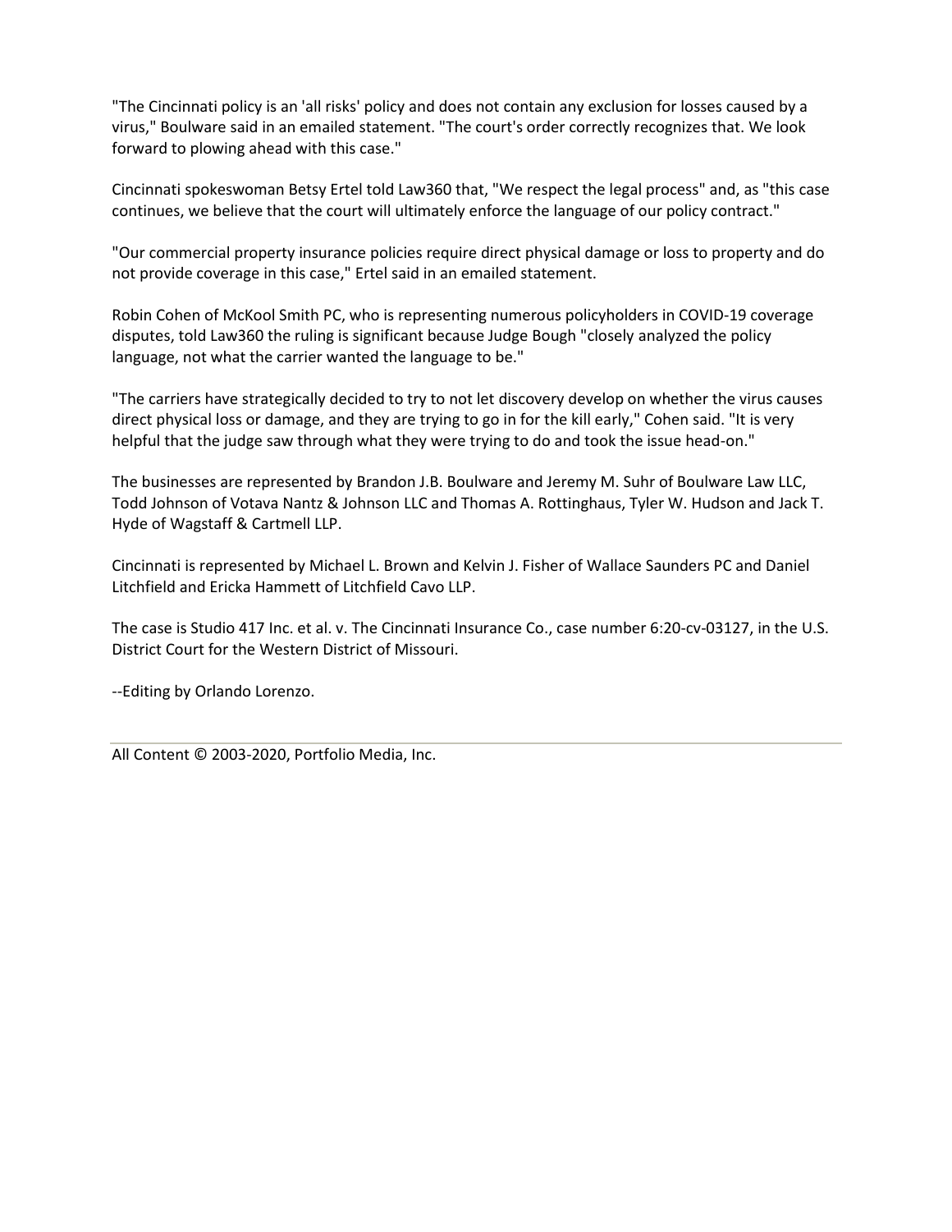"The Cincinnati policy is an 'all risks' policy and does not contain any exclusion for losses caused by a virus," Boulware said in an emailed statement. "The court's order correctly recognizes that. We look forward to plowing ahead with this case."

Cincinnati spokeswoman Betsy Ertel told Law360 that, "We respect the legal process" and, as "this case continues, we believe that the court will ultimately enforce the language of our policy contract."

"Our commercial property insurance policies require direct physical damage or loss to property and do not provide coverage in this case," Ertel said in an emailed statement.

Robin Cohen of McKool Smith PC, who is representing numerous policyholders in COVID-19 coverage disputes, told Law360 the ruling is significant because Judge Bough "closely analyzed the policy language, not what the carrier wanted the language to be."

"The carriers have strategically decided to try to not let discovery develop on whether the virus causes direct physical loss or damage, and they are trying to go in for the kill early," Cohen said. "It is very helpful that the judge saw through what they were trying to do and took the issue head-on."

The businesses are represented by Brandon J.B. Boulware and Jeremy M. Suhr of Boulware Law LLC, Todd Johnson of Votava Nantz & Johnson LLC and Thomas A. Rottinghaus, Tyler W. Hudson and Jack T. Hyde of Wagstaff & Cartmell LLP.

Cincinnati is represented by Michael L. Brown and Kelvin J. Fisher of Wallace Saunders PC and Daniel Litchfield and Ericka Hammett of Litchfield Cavo LLP.

The case is Studio 417 Inc. et al. v. The Cincinnati Insurance Co., case number 6:20-cv-03127, in the U.S. District Court for the Western District of Missouri.

--Editing by Orlando Lorenzo.

All Content © 2003-2020, Portfolio Media, Inc.